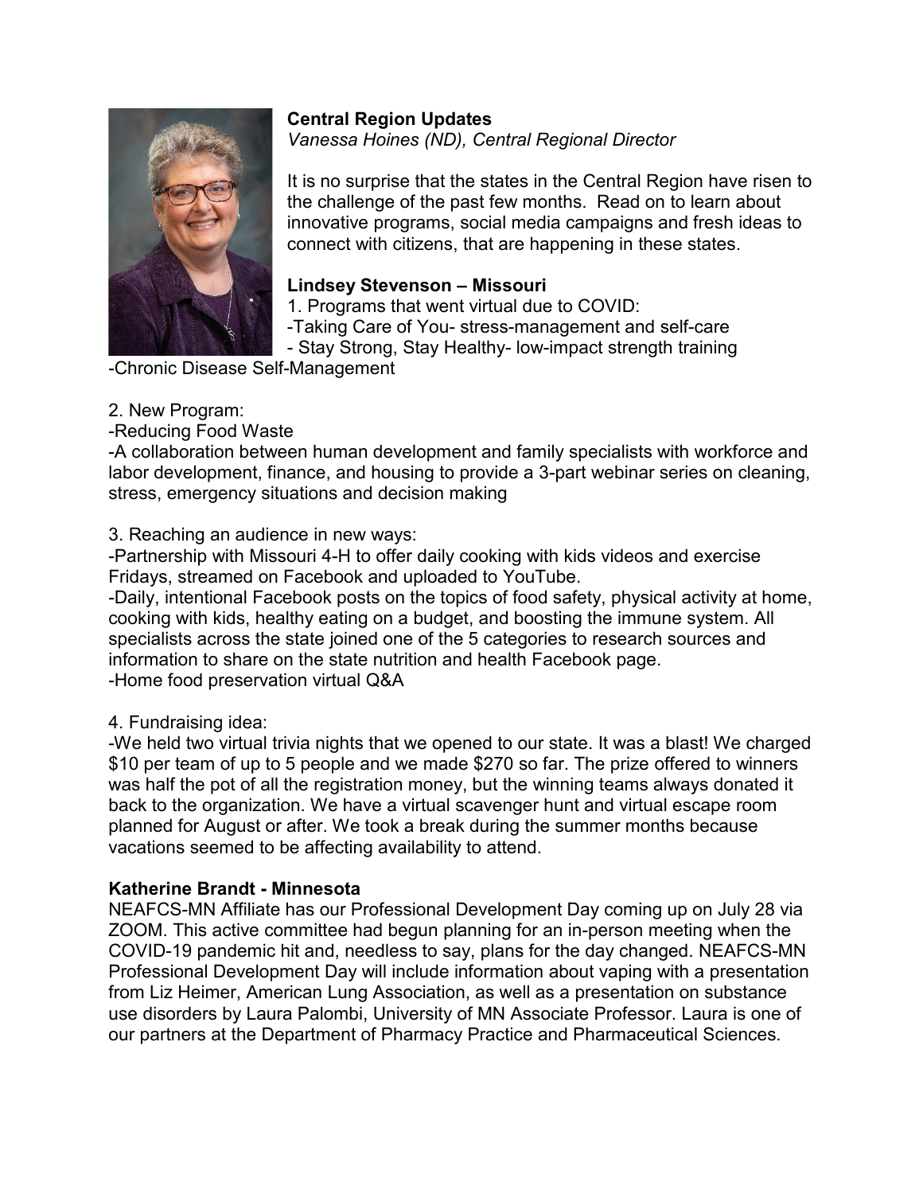## Central Region Updates

*Vanessa Hoines (ND), Central Regional Director*

It is no surprise that the states in the Central Region have risen to the challenge of the past few months. Read on to learn about innovative programs, social media campaigns and fresh ideas to connect with citizens, that are happening in these states.

### Lindsey Stevenson – Missouri

1. Programs that went virtual due to COVID:

-Taking Care of You- stress-management and self-care
- Stay Strong, Stay Healthy- low-impact strength training
-Chronic Disease Self-Management

2. New Program:

-Reducing Food Waste
-A collaboration between human development and family specialists with workforce and labor development, finance, and housing to provide a 3-part webinar series on cleaning, stress, emergency situations and decision making

3. Reaching an audience in new ways:

-Partnership with Missouri 4-H to offer daily cooking with kids videos and exercise Fridays, streamed on Facebook and uploaded to YouTube.
-Daily, intentional Facebook posts on the topics of food safety, physical activity at home, cooking with kids, healthy eating on a budget, and boosting the immune system. All specialists across the state joined one of the 5 categories to research sources and information to share on the state nutrition and health Facebook page.
-Home food preservation virtual Q&A

4. Fundraising idea:

-We held two virtual trivia nights that we opened to our state. It was a blast! We charged $10 per team of up to 5 people and we made $270 so far. The prize offered to winners was half the pot of all the registration money, but the winning teams always donated it back to the organization. We have a virtual scavenger hunt and virtual escape room planned for August or after. We took a break during the summer months because vacations seemed to be affecting availability to attend.

### Katherine Brandt - Minnesota

NEAFCS-MN Affiliate has our Professional Development Day coming up on July 28 via ZOOM. This active committee had begun planning for an in-person meeting when the COVID-19 pandemic hit and, needless to say, plans for the day changed. NEAFCS-MN Professional Development Day will include information about vaping with a presentation from Liz Heimer, American Lung Association, as well as a presentation on substance use disorders by Laura Palombi, University of MN Associate Professor. Laura is one of our partners at the Department of Pharmacy Practice and Pharmaceutical Sciences.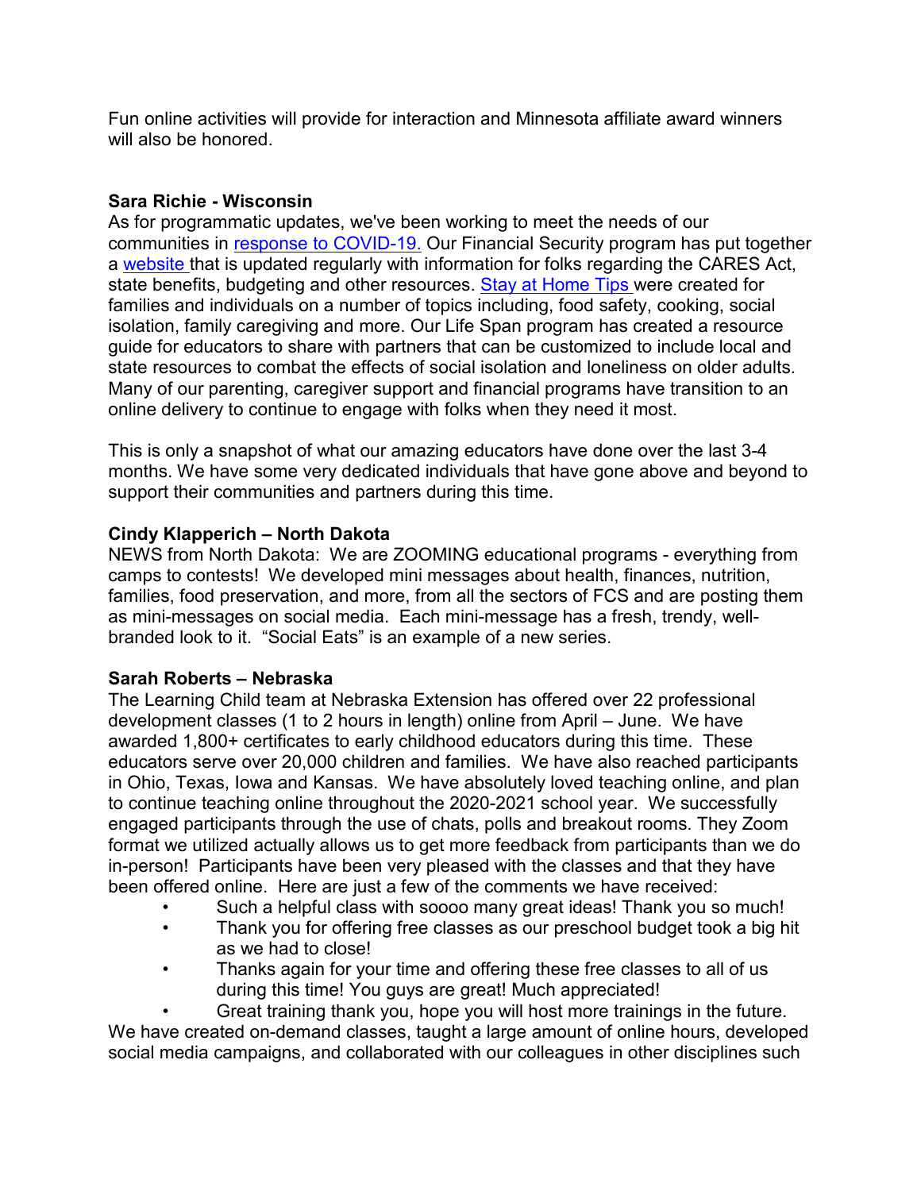Fun online activities will provide for interaction and Minnesota affiliate award winners will also be honored.

**Sara Richie - Wisconsin**
As for programmatic updates, we've been working to meet the needs of our communities in response to COVID-19. Our Financial Security program has put together a website that is updated regularly with information for folks regarding the CARES Act, state benefits, budgeting and other resources. Stay at Home Tips were created for families and individuals on a number of topics including, food safety, cooking, social isolation, family caregiving and more. Our Life Span program has created a resource guide for educators to share with partners that can be customized to include local and state resources to combat the effects of social isolation and loneliness on older adults. Many of our parenting, caregiver support and financial programs have transition to an online delivery to continue to engage with folks when they need it most.

This is only a snapshot of what our amazing educators have done over the last 3-4 months. We have some very dedicated individuals that have gone above and beyond to support their communities and partners during this time.

**Cindy Klapperich – North Dakota**
NEWS from North Dakota: We are ZOOMING educational programs - everything from camps to contests! We developed mini messages about health, finances, nutrition, families, food preservation, and more, from all the sectors of FCS and are posting them as mini-messages on social media. Each mini-message has a fresh, trendy, well-branded look to it. "Social Eats" is an example of a new series.

**Sarah Roberts – Nebraska**
The Learning Child team at Nebraska Extension has offered over 22 professional development classes (1 to 2 hours in length) online from April – June. We have awarded 1,800+ certificates to early childhood educators during this time. These educators serve over 20,000 children and families. We have also reached participants in Ohio, Texas, Iowa and Kansas. We have absolutely loved teaching online, and plan to continue teaching online throughout the 2020-2021 school year. We successfully engaged participants through the use of chats, polls and breakout rooms. They Zoom format we utilized actually allows us to get more feedback from participants than we do in-person! Participants have been very pleased with the classes and that they have been offered online. Here are just a few of the comments we have received:

- Such a helpful class with soooo many great ideas! Thank you so much!
- Thank you for offering free classes as our preschool budget took a big hit as we had to close!
- Thanks again for your time and offering these free classes to all of us during this time! You guys are great! Much appreciated!
- Great training thank you, hope you will host more trainings in the future.

We have created on-demand classes, taught a large amount of online hours, developed social media campaigns, and collaborated with our colleagues in other disciplines such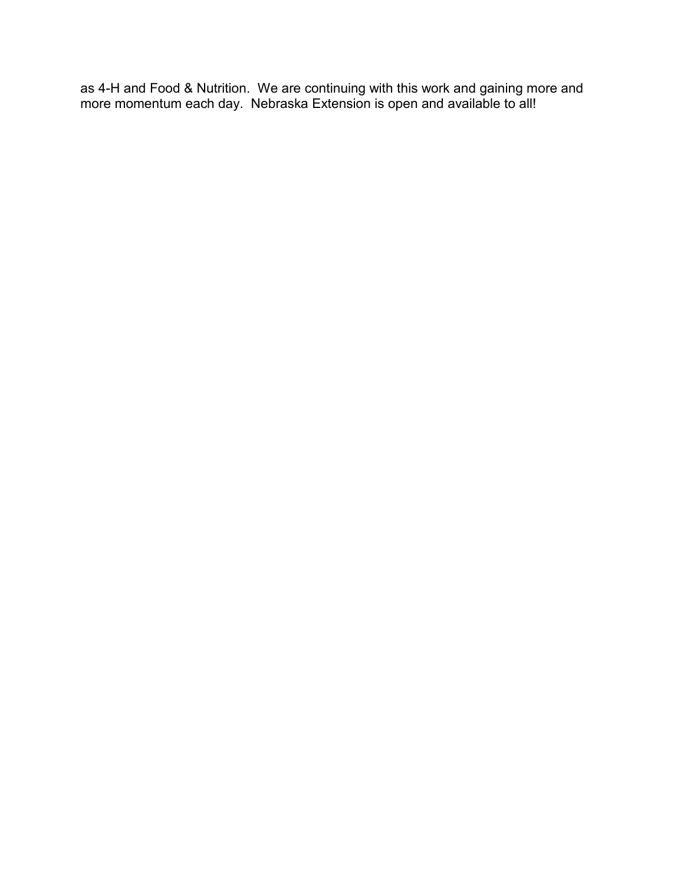as 4-H and Food & Nutrition. We are continuing with this work and gaining more and more momentum each day. Nebraska Extension is open and available to all!